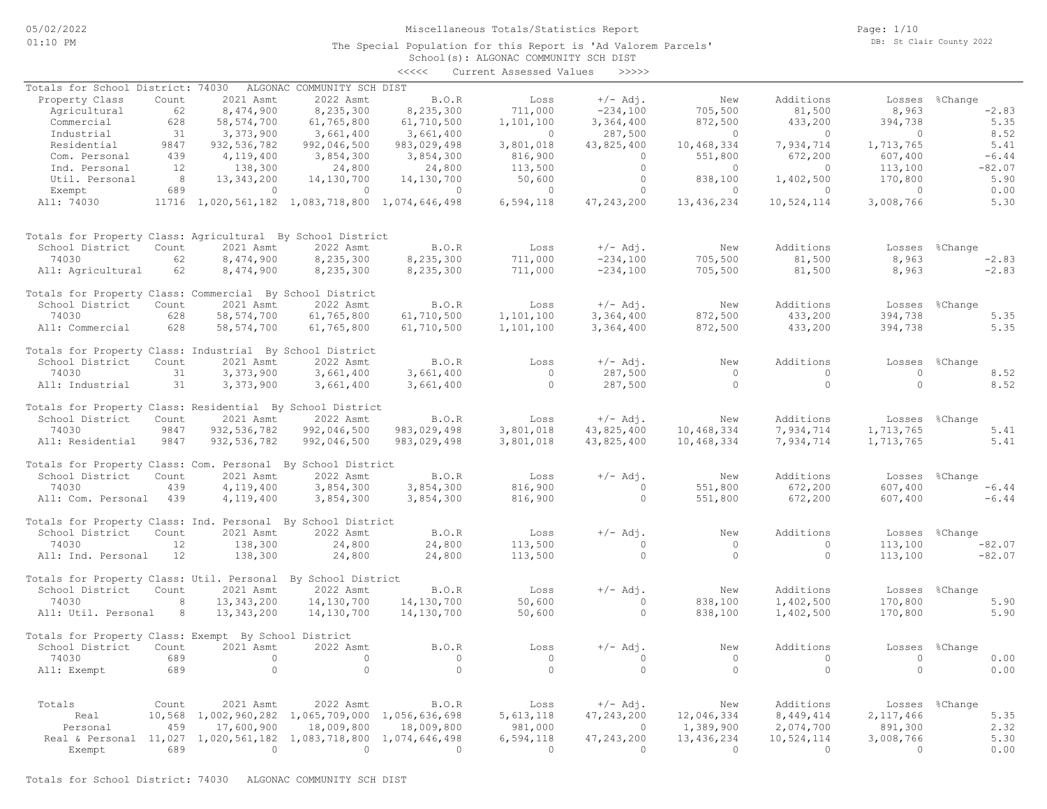# Miscellaneous Totals/Statistics Report

The Special Population for this Report is 'Ad Valorem Parcels'
School(s): ALGONAC COMMUNITY SCH DIST
<<<<< Current Assessed Values >>>>>

05/02/2022 01:10 PM

DB: St Clair County 2022

## Totals for School District: 74030 ALGONAC COMMUNITY SCH DIST

| Property Class | Count | 2021 Asmt | 2022 Asmt | B.O.R | Loss | +/- Adj. | New | Additions | Losses | %Change |
|---|---|---|---|---|---|---|---|---|---|---|
| Agricultural | 62 | 8,474,900 | 8,235,300 | 8,235,300 | 711,000 | -234,100 | 705,500 | 81,500 | 8,963 | -2.83 |
| Commercial | 628 | 58,574,700 | 61,765,800 | 61,710,500 | 1,101,100 | 3,364,400 | 872,500 | 433,200 | 394,738 | 5.35 |
| Industrial | 31 | 3,373,900 | 3,661,400 | 3,661,400 | 0 | 287,500 | 0 | 0 | 0 | 8.52 |
| Residential | 9847 | 932,536,782 | 992,046,500 | 983,029,498 | 3,801,018 | 43,825,400 | 10,468,334 | 7,934,714 | 1,713,765 | 5.41 |
| Com. Personal | 439 | 4,119,400 | 3,854,300 | 3,854,300 | 816,900 | 0 | 551,800 | 672,200 | 607,400 | -6.44 |
| Ind. Personal | 12 | 138,300 | 24,800 | 24,800 | 113,500 | 0 | 0 | 0 | 113,100 | -82.07 |
| Util. Personal | 8 | 13,343,200 | 14,130,700 | 14,130,700 | 50,600 | 0 | 838,100 | 1,402,500 | 170,800 | 5.90 |
| Exempt | 689 | 0 | 0 | 0 | 0 | 0 | 0 | 0 | 0 | 0.00 |
| All: 74030 | 11716 | 1,020,561,182 | 1,083,718,800 | 1,074,646,498 | 6,594,118 | 47,243,200 | 13,436,234 | 10,524,114 | 3,008,766 | 5.30 |

## Totals for Property Class: Agricultural By School District

| School District | Count | 2021 Asmt | 2022 Asmt | B.O.R | Loss | +/- Adj. | New | Additions | Losses | %Change |
|---|---|---|---|---|---|---|---|---|---|---|
| 74030 | 62 | 8,474,900 | 8,235,300 | 8,235,300 | 711,000 | -234,100 | 705,500 | 81,500 | 8,963 | -2.83 |
| All: Agricultural | 62 | 8,474,900 | 8,235,300 | 8,235,300 | 711,000 | -234,100 | 705,500 | 81,500 | 8,963 | -2.83 |

## Totals for Property Class: Commercial By School District

| School District | Count | 2021 Asmt | 2022 Asmt | B.O.R | Loss | +/- Adj. | New | Additions | Losses | %Change |
|---|---|---|---|---|---|---|---|---|---|---|
| 74030 | 628 | 58,574,700 | 61,765,800 | 61,710,500 | 1,101,100 | 3,364,400 | 872,500 | 433,200 | 394,738 | 5.35 |
| All: Commercial | 628 | 58,574,700 | 61,765,800 | 61,710,500 | 1,101,100 | 3,364,400 | 872,500 | 433,200 | 394,738 | 5.35 |

## Totals for Property Class: Industrial By School District

| School District | Count | 2021 Asmt | 2022 Asmt | B.O.R | Loss | +/- Adj. | New | Additions | Losses | %Change |
|---|---|---|---|---|---|---|---|---|---|---|
| 74030 | 31 | 3,373,900 | 3,661,400 | 3,661,400 | 0 | 287,500 | 0 | 0 | 0 | 8.52 |
| All: Industrial | 31 | 3,373,900 | 3,661,400 | 3,661,400 | 0 | 287,500 | 0 | 0 | 0 | 8.52 |

## Totals for Property Class: Residential By School District

| School District | Count | 2021 Asmt | 2022 Asmt | B.O.R | Loss | +/- Adj. | New | Additions | Losses | %Change |
|---|---|---|---|---|---|---|---|---|---|---|
| 74030 | 9847 | 932,536,782 | 992,046,500 | 983,029,498 | 3,801,018 | 43,825,400 | 10,468,334 | 7,934,714 | 1,713,765 | 5.41 |
| All: Residential | 9847 | 932,536,782 | 992,046,500 | 983,029,498 | 3,801,018 | 43,825,400 | 10,468,334 | 7,934,714 | 1,713,765 | 5.41 |

## Totals for Property Class: Com. Personal By School District

| School District | Count | 2021 Asmt | 2022 Asmt | B.O.R | Loss | +/- Adj. | New | Additions | Losses | %Change |
|---|---|---|---|---|---|---|---|---|---|---|
| 74030 | 439 | 4,119,400 | 3,854,300 | 3,854,300 | 816,900 | 0 | 551,800 | 672,200 | 607,400 | -6.44 |
| All: Com. Personal | 439 | 4,119,400 | 3,854,300 | 3,854,300 | 816,900 | 0 | 551,800 | 672,200 | 607,400 | -6.44 |

## Totals for Property Class: Ind. Personal By School District

| School District | Count | 2021 Asmt | 2022 Asmt | B.O.R | Loss | +/- Adj. | New | Additions | Losses | %Change |
|---|---|---|---|---|---|---|---|---|---|---|
| 74030 | 12 | 138,300 | 24,800 | 24,800 | 113,500 | 0 | 0 | 0 | 113,100 | -82.07 |
| All: Ind. Personal | 12 | 138,300 | 24,800 | 24,800 | 113,500 | 0 | 0 | 0 | 113,100 | -82.07 |

## Totals for Property Class: Util. Personal By School District

| School District | Count | 2021 Asmt | 2022 Asmt | B.O.R | Loss | +/- Adj. | New | Additions | Losses | %Change |
|---|---|---|---|---|---|---|---|---|---|---|
| 74030 | 8 | 13,343,200 | 14,130,700 | 14,130,700 | 50,600 | 0 | 838,100 | 1,402,500 | 170,800 | 5.90 |
| All: Util. Personal | 8 | 13,343,200 | 14,130,700 | 14,130,700 | 50,600 | 0 | 838,100 | 1,402,500 | 170,800 | 5.90 |

## Totals for Property Class: Exempt By School District

| School District | Count | 2021 Asmt | 2022 Asmt | B.O.R | Loss | +/- Adj. | New | Additions | Losses | %Change |
|---|---|---|---|---|---|---|---|---|---|---|
| 74030 | 689 | 0 | 0 | 0 | 0 | 0 | 0 | 0 | 0 | 0.00 |
| All: Exempt | 689 | 0 | 0 | 0 | 0 | 0 | 0 | 0 | 0 | 0.00 |

## Totals

| Totals | Count | 2021 Asmt | 2022 Asmt | B.O.R | Loss | +/- Adj. | New | Additions | Losses | %Change |
|---|---|---|---|---|---|---|---|---|---|---|
| Real | 10,568 | 1,002,960,282 | 1,065,709,000 | 1,056,636,698 | 5,613,118 | 47,243,200 | 12,046,334 | 8,449,414 | 2,117,466 | 5.35 |
| Personal | 459 | 17,600,900 | 18,009,800 | 18,009,800 | 981,000 | 0 | 1,389,900 | 2,074,700 | 891,300 | 2.32 |
| Real & Personal | 11,027 | 1,020,561,182 | 1,083,718,800 | 1,074,646,498 | 6,594,118 | 47,243,200 | 13,436,234 | 10,524,114 | 3,008,766 | 5.30 |
| Exempt | 689 | 0 | 0 | 0 | 0 | 0 | 0 | 0 | 0 | 0.00 |

Totals for School District: 74030 ALGONAC COMMUNITY SCH DIST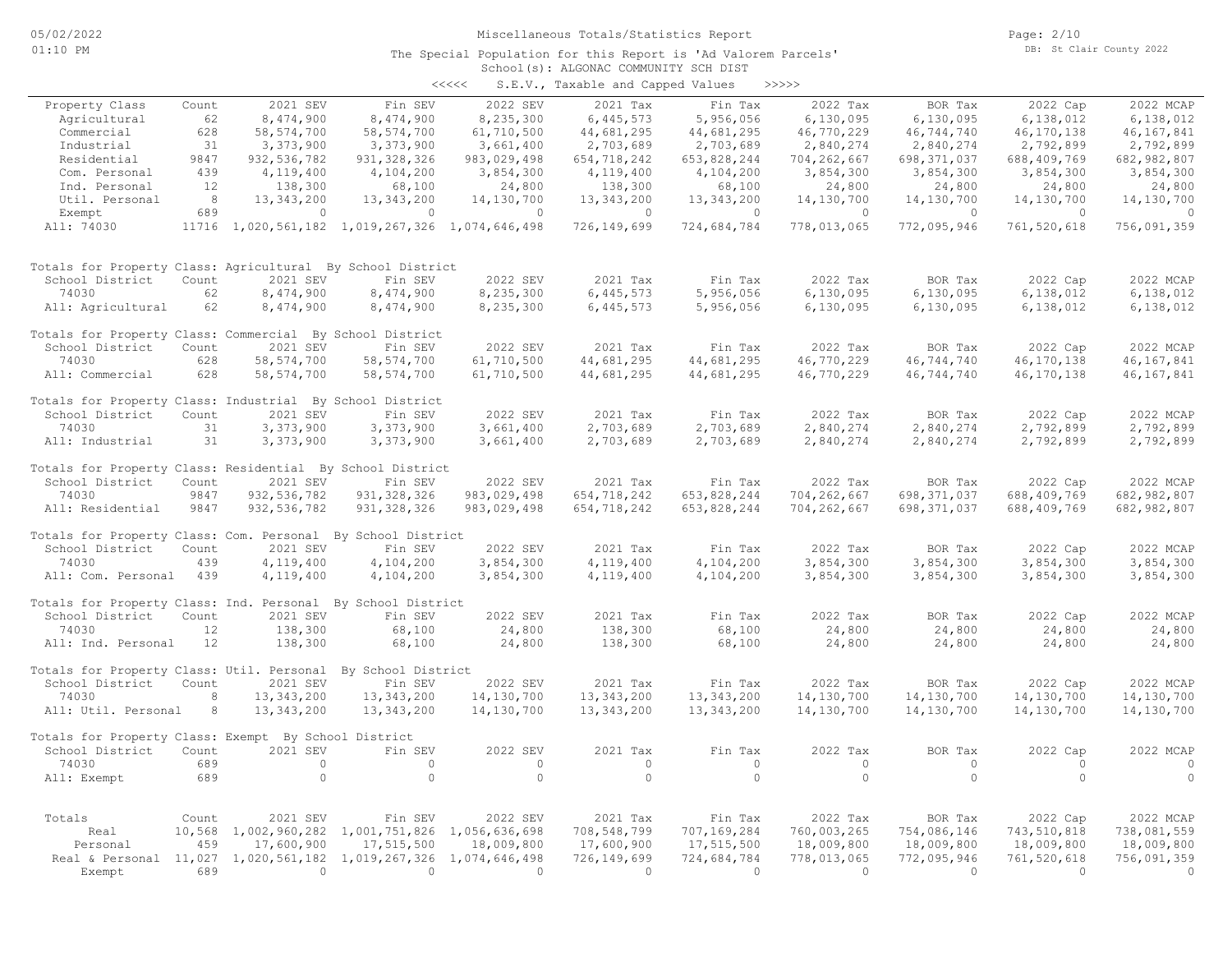# Miscellaneous Totals/Statistics Report

The Special Population for this Report is 'Ad Valorem Parcels'

School(s): ALGONAC COMMUNITY SCH DIST

<<<<< S.E.V., Taxable and Capped Values >>>>>

| Property Class | Count | 2021 SEV | Fin SEV | 2022 SEV | 2021 Tax | Fin Tax | 2022 Tax | BOR Tax | 2022 Cap | 2022 MCAP |
|---|---|---|---|---|---|---|---|---|---|---|
| Agricultural | 62 | 8,474,900 | 8,474,900 | 8,235,300 | 6,445,573 | 5,956,056 | 6,130,095 | 6,130,095 | 6,138,012 | 6,138,012 |
| Commercial | 628 | 58,574,700 | 58,574,700 | 61,710,500 | 44,681,295 | 44,681,295 | 46,770,229 | 46,744,740 | 46,170,138 | 46,167,841 |
| Industrial | 31 | 3,373,900 | 3,373,900 | 3,661,400 | 2,703,689 | 2,703,689 | 2,840,274 | 2,840,274 | 2,792,899 | 2,792,899 |
| Residential | 9847 | 932,536,782 | 931,328,326 | 983,029,498 | 654,718,242 | 653,828,244 | 704,262,667 | 698,371,037 | 688,409,769 | 682,982,807 |
| Com. Personal | 439 | 4,119,400 | 4,104,200 | 3,854,300 | 4,119,400 | 4,104,200 | 3,854,300 | 3,854,300 | 3,854,300 | 3,854,300 |
| Ind. Personal | 12 | 138,300 | 68,100 | 24,800 | 138,300 | 68,100 | 24,800 | 24,800 | 24,800 | 24,800 |
| Util. Personal | 8 | 13,343,200 | 13,343,200 | 14,130,700 | 13,343,200 | 13,343,200 | 14,130,700 | 14,130,700 | 14,130,700 | 14,130,700 |
| Exempt | 689 | 0 | 0 | 0 | 0 | 0 | 0 | 0 | 0 | 0 |
| All: 74030 | 11716 | 1,020,561,182 | 1,019,267,326 | 1,074,646,498 | 726,149,699 | 724,684,784 | 778,013,065 | 772,095,946 | 761,520,618 | 756,091,359 |

Totals for Property Class: Agricultural By School District

| School District | Count | 2021 SEV | Fin SEV | 2022 SEV | 2021 Tax | Fin Tax | 2022 Tax | BOR Tax | 2022 Cap | 2022 MCAP |
|---|---|---|---|---|---|---|---|---|---|---|
| 74030 | 62 | 8,474,900 | 8,474,900 | 8,235,300 | 6,445,573 | 5,956,056 | 6,130,095 | 6,130,095 | 6,138,012 | 6,138,012 |
| All: Agricultural | 62 | 8,474,900 | 8,474,900 | 8,235,300 | 6,445,573 | 5,956,056 | 6,130,095 | 6,130,095 | 6,138,012 | 6,138,012 |

Totals for Property Class: Commercial By School District

| School District | Count | 2021 SEV | Fin SEV | 2022 SEV | 2021 Tax | Fin Tax | 2022 Tax | BOR Tax | 2022 Cap | 2022 MCAP |
|---|---|---|---|---|---|---|---|---|---|---|
| 74030 | 628 | 58,574,700 | 58,574,700 | 61,710,500 | 44,681,295 | 44,681,295 | 46,770,229 | 46,744,740 | 46,170,138 | 46,167,841 |
| All: Commercial | 628 | 58,574,700 | 58,574,700 | 61,710,500 | 44,681,295 | 44,681,295 | 46,770,229 | 46,744,740 | 46,170,138 | 46,167,841 |

Totals for Property Class: Industrial By School District

| School District | Count | 2021 SEV | Fin SEV | 2022 SEV | 2021 Tax | Fin Tax | 2022 Tax | BOR Tax | 2022 Cap | 2022 MCAP |
|---|---|---|---|---|---|---|---|---|---|---|
| 74030 | 31 | 3,373,900 | 3,373,900 | 3,661,400 | 2,703,689 | 2,703,689 | 2,840,274 | 2,840,274 | 2,792,899 | 2,792,899 |
| All: Industrial | 31 | 3,373,900 | 3,373,900 | 3,661,400 | 2,703,689 | 2,703,689 | 2,840,274 | 2,840,274 | 2,792,899 | 2,792,899 |

Totals for Property Class: Residential By School District

| School District | Count | 2021 SEV | Fin SEV | 2022 SEV | 2021 Tax | Fin Tax | 2022 Tax | BOR Tax | 2022 Cap | 2022 MCAP |
|---|---|---|---|---|---|---|---|---|---|---|
| 74030 | 9847 | 932,536,782 | 931,328,326 | 983,029,498 | 654,718,242 | 653,828,244 | 704,262,667 | 698,371,037 | 688,409,769 | 682,982,807 |
| All: Residential | 9847 | 932,536,782 | 931,328,326 | 983,029,498 | 654,718,242 | 653,828,244 | 704,262,667 | 698,371,037 | 688,409,769 | 682,982,807 |

Totals for Property Class: Com. Personal By School District

| School District | Count | 2021 SEV | Fin SEV | 2022 SEV | 2021 Tax | Fin Tax | 2022 Tax | BOR Tax | 2022 Cap | 2022 MCAP |
|---|---|---|---|---|---|---|---|---|---|---|
| 74030 | 439 | 4,119,400 | 4,104,200 | 3,854,300 | 4,119,400 | 4,104,200 | 3,854,300 | 3,854,300 | 3,854,300 | 3,854,300 |
| All: Com. Personal | 439 | 4,119,400 | 4,104,200 | 3,854,300 | 4,119,400 | 4,104,200 | 3,854,300 | 3,854,300 | 3,854,300 | 3,854,300 |

Totals for Property Class: Ind. Personal By School District

| School District | Count | 2021 SEV | Fin SEV | 2022 SEV | 2021 Tax | Fin Tax | 2022 Tax | BOR Tax | 2022 Cap | 2022 MCAP |
|---|---|---|---|---|---|---|---|---|---|---|
| 74030 | 12 | 138,300 | 68,100 | 24,800 | 138,300 | 68,100 | 24,800 | 24,800 | 24,800 | 24,800 |
| All: Ind. Personal | 12 | 138,300 | 68,100 | 24,800 | 138,300 | 68,100 | 24,800 | 24,800 | 24,800 | 24,800 |

Totals for Property Class: Util. Personal By School District

| School District | Count | 2021 SEV | Fin SEV | 2022 SEV | 2021 Tax | Fin Tax | 2022 Tax | BOR Tax | 2022 Cap | 2022 MCAP |
|---|---|---|---|---|---|---|---|---|---|---|
| 74030 | 8 | 13,343,200 | 13,343,200 | 14,130,700 | 13,343,200 | 13,343,200 | 14,130,700 | 14,130,700 | 14,130,700 | 14,130,700 |
| All: Util. Personal | 8 | 13,343,200 | 13,343,200 | 14,130,700 | 13,343,200 | 13,343,200 | 14,130,700 | 14,130,700 | 14,130,700 | 14,130,700 |

Totals for Property Class: Exempt By School District

| School District | Count | 2021 SEV | Fin SEV | 2022 SEV | 2021 Tax | Fin Tax | 2022 Tax | BOR Tax | 2022 Cap | 2022 MCAP |
|---|---|---|---|---|---|---|---|---|---|---|
| 74030 | 689 | 0 | 0 | 0 | 0 | 0 | 0 | 0 | 0 | 0 |
| All: Exempt | 689 | 0 | 0 | 0 | 0 | 0 | 0 | 0 | 0 | 0 |

| Totals | Count | 2021 SEV | Fin SEV | 2022 SEV | 2021 Tax | Fin Tax | 2022 Tax | BOR Tax | 2022 Cap | 2022 MCAP |
|---|---|---|---|---|---|---|---|---|---|---|
| Real | 10,568 | 1,002,960,282 | 1,001,751,826 | 1,056,636,698 | 708,548,799 | 707,169,284 | 760,003,265 | 754,086,146 | 743,510,818 | 738,081,559 |
| Personal | 459 | 17,600,900 | 17,515,500 | 18,009,800 | 17,600,900 | 17,515,500 | 18,009,800 | 18,009,800 | 18,009,800 | 18,009,800 |
| Real & Personal | 11,027 | 1,020,561,182 | 1,019,267,326 | 1,074,646,498 | 726,149,699 | 724,684,784 | 778,013,065 | 772,095,946 | 761,520,618 | 756,091,359 |
| Exempt | 689 | 0 | 0 | 0 | 0 | 0 | 0 | 0 | 0 | 0 |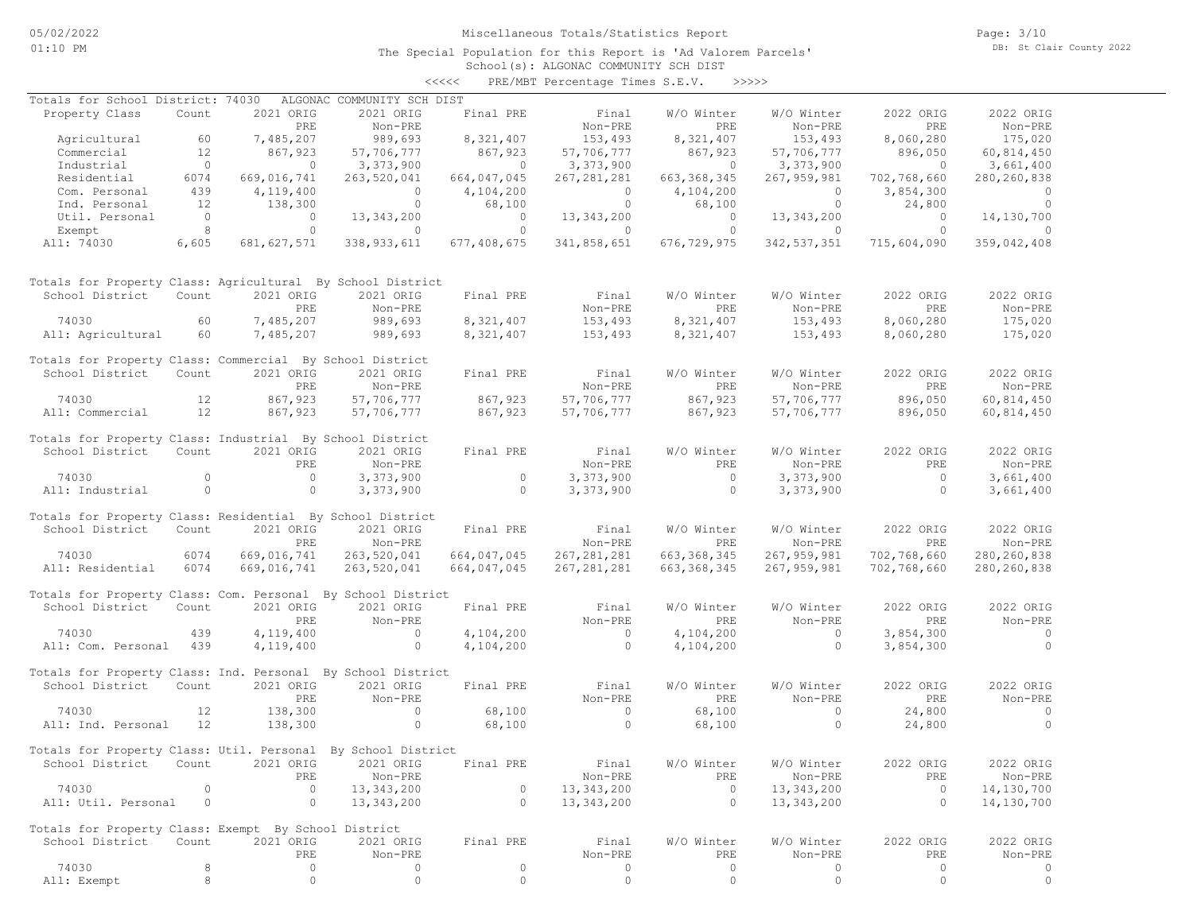Miscellaneous Totals/Statistics Report

The Special Population for this Report is 'Ad Valorem Parcels'

School(s): ALGONAC COMMUNITY SCH DIST

<<<<< PRE/MBT Percentage Times S.E.V. >>>>>

Totals for School District: 74030 ALGONAC COMMUNITY SCH DIST

| Property Class | Count | 2021 ORIG PRE | 2021 ORIG Non-PRE | Final PRE | Final Non-PRE | W/O Winter PRE | W/O Winter Non-PRE | 2022 ORIG PRE | 2022 ORIG Non-PRE |
|---|---|---|---|---|---|---|---|---|---|
| Agricultural | 60 | 7,485,207 | 989,693 | 8,321,407 | 153,493 | 8,321,407 | 153,493 | 8,060,280 | 175,020 |
| Commercial | 12 | 867,923 | 57,706,777 | 867,923 | 57,706,777 | 867,923 | 57,706,777 | 896,050 | 60,814,450 |
| Industrial | 0 | 0 | 3,373,900 | 0 | 3,373,900 | 0 | 3,373,900 | 0 | 3,661,400 |
| Residential | 6074 | 669,016,741 | 263,520,041 | 664,047,045 | 267,281,281 | 663,368,345 | 267,959,981 | 702,768,660 | 280,260,838 |
| Com. Personal | 439 | 4,119,400 | 0 | 4,104,200 | 0 | 4,104,200 | 0 | 3,854,300 | 0 |
| Ind. Personal | 12 | 138,300 | 0 | 68,100 | 0 | 68,100 | 0 | 24,800 | 0 |
| Util. Personal | 0 | 0 | 13,343,200 | 0 | 13,343,200 | 0 | 13,343,200 | 0 | 14,130,700 |
| Exempt | 8 | 0 | 0 | 0 | 0 | 0 | 0 | 0 | 0 |
| All: 74030 | 6,605 | 681,627,571 | 338,933,611 | 677,408,675 | 341,858,651 | 676,729,975 | 342,537,351 | 715,604,090 | 359,042,408 |

Totals for Property Class: Agricultural By School District

| School District | Count | 2021 ORIG PRE | 2021 ORIG Non-PRE | Final PRE | Final Non-PRE | W/O Winter PRE | W/O Winter Non-PRE | 2022 ORIG PRE | 2022 ORIG Non-PRE |
|---|---|---|---|---|---|---|---|---|---|
| 74030 | 60 | 7,485,207 | 989,693 | 8,321,407 | 153,493 | 8,321,407 | 153,493 | 8,060,280 | 175,020 |
| All: Agricultural | 60 | 7,485,207 | 989,693 | 8,321,407 | 153,493 | 8,321,407 | 153,493 | 8,060,280 | 175,020 |

Totals for Property Class: Commercial By School District

| School District | Count | 2021 ORIG PRE | 2021 ORIG Non-PRE | Final PRE | Final Non-PRE | W/O Winter PRE | W/O Winter Non-PRE | 2022 ORIG PRE | 2022 ORIG Non-PRE |
|---|---|---|---|---|---|---|---|---|---|
| 74030 | 12 | 867,923 | 57,706,777 | 867,923 | 57,706,777 | 867,923 | 57,706,777 | 896,050 | 60,814,450 |
| All: Commercial | 12 | 867,923 | 57,706,777 | 867,923 | 57,706,777 | 867,923 | 57,706,777 | 896,050 | 60,814,450 |

Totals for Property Class: Industrial By School District

| School District | Count | 2021 ORIG PRE | 2021 ORIG Non-PRE | Final PRE | Final Non-PRE | W/O Winter PRE | W/O Winter Non-PRE | 2022 ORIG PRE | 2022 ORIG Non-PRE |
|---|---|---|---|---|---|---|---|---|---|
| 74030 | 0 | 0 | 3,373,900 | 0 | 3,373,900 | 0 | 3,373,900 | 0 | 3,661,400 |
| All: Industrial | 0 | 0 | 3,373,900 | 0 | 3,373,900 | 0 | 3,373,900 | 0 | 3,661,400 |

Totals for Property Class: Residential By School District

| School District | Count | 2021 ORIG PRE | 2021 ORIG Non-PRE | Final PRE | Final Non-PRE | W/O Winter PRE | W/O Winter Non-PRE | 2022 ORIG PRE | 2022 ORIG Non-PRE |
|---|---|---|---|---|---|---|---|---|---|
| 74030 | 6074 | 669,016,741 | 263,520,041 | 664,047,045 | 267,281,281 | 663,368,345 | 267,959,981 | 702,768,660 | 280,260,838 |
| All: Residential | 6074 | 669,016,741 | 263,520,041 | 664,047,045 | 267,281,281 | 663,368,345 | 267,959,981 | 702,768,660 | 280,260,838 |

Totals for Property Class: Com. Personal By School District

| School District | Count | 2021 ORIG PRE | 2021 ORIG Non-PRE | Final PRE | Final Non-PRE | W/O Winter PRE | W/O Winter Non-PRE | 2022 ORIG PRE | 2022 ORIG Non-PRE |
|---|---|---|---|---|---|---|---|---|---|
| 74030 | 439 | 4,119,400 | 0 | 4,104,200 | 0 | 4,104,200 | 0 | 3,854,300 | 0 |
| All: Com. Personal | 439 | 4,119,400 | 0 | 4,104,200 | 0 | 4,104,200 | 0 | 3,854,300 | 0 |

Totals for Property Class: Ind. Personal By School District

| School District | Count | 2021 ORIG PRE | 2021 ORIG Non-PRE | Final PRE | Final Non-PRE | W/O Winter PRE | W/O Winter Non-PRE | 2022 ORIG PRE | 2022 ORIG Non-PRE |
|---|---|---|---|---|---|---|---|---|---|
| 74030 | 12 | 138,300 | 0 | 68,100 | 0 | 68,100 | 0 | 24,800 | 0 |
| All: Ind. Personal | 12 | 138,300 | 0 | 68,100 | 0 | 68,100 | 0 | 24,800 | 0 |

Totals for Property Class: Util. Personal By School District

| School District | Count | 2021 ORIG PRE | 2021 ORIG Non-PRE | Final PRE | Final Non-PRE | W/O Winter PRE | W/O Winter Non-PRE | 2022 ORIG PRE | 2022 ORIG Non-PRE |
|---|---|---|---|---|---|---|---|---|---|
| 74030 | 0 | 0 | 13,343,200 | 0 | 13,343,200 | 0 | 13,343,200 | 0 | 14,130,700 |
| All: Util. Personal | 0 | 0 | 13,343,200 | 0 | 13,343,200 | 0 | 13,343,200 | 0 | 14,130,700 |

Totals for Property Class: Exempt By School District

| School District | Count | 2021 ORIG PRE | 2021 ORIG Non-PRE | Final PRE | Final Non-PRE | W/O Winter PRE | W/O Winter Non-PRE | 2022 ORIG PRE | 2022 ORIG Non-PRE |
|---|---|---|---|---|---|---|---|---|---|
| 74030 | 8 | 0 | 0 | 0 | 0 | 0 | 0 | 0 | 0 |
| All: Exempt | 8 | 0 | 0 | 0 | 0 | 0 | 0 | 0 | 0 |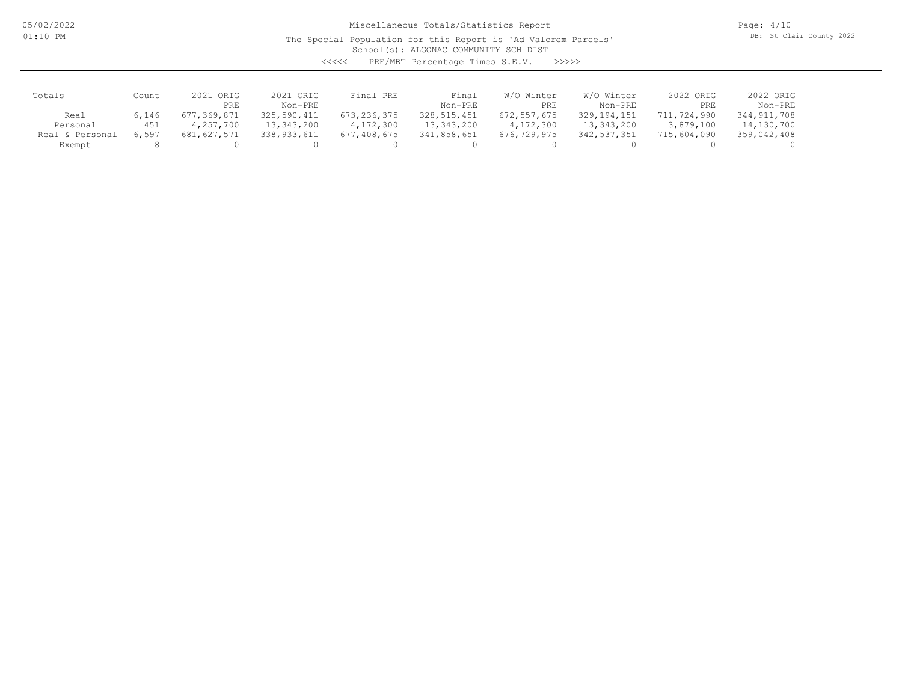Miscellaneous Totals/Statistics Report

The Special Population for this Report is 'Ad Valorem Parcels'

School(s): ALGONAC COMMUNITY SCH DIST

<<<<< PRE/MBT Percentage Times S.E.V. >>>>>

| Totals | Count | 2021 ORIG PRE | 2021 ORIG Non-PRE | Final PRE | Final Non-PRE | W/O Winter PRE | W/O Winter Non-PRE | 2022 ORIG PRE | 2022 ORIG Non-PRE |
|---|---|---|---|---|---|---|---|---|---|
| Real | 6,146 | 677,369,871 | 325,590,411 | 673,236,375 | 328,515,451 | 672,557,675 | 329,194,151 | 711,724,990 | 344,911,708 |
| Personal | 451 | 4,257,700 | 13,343,200 | 4,172,300 | 13,343,200 | 4,172,300 | 13,343,200 | 3,879,100 | 14,130,700 |
| Real & Personal | 6,597 | 681,627,571 | 338,933,611 | 677,408,675 | 341,858,651 | 676,729,975 | 342,537,351 | 715,604,090 | 359,042,408 |
| Exempt | 8 | 0 | 0 | 0 | 0 | 0 | 0 | 0 | 0 |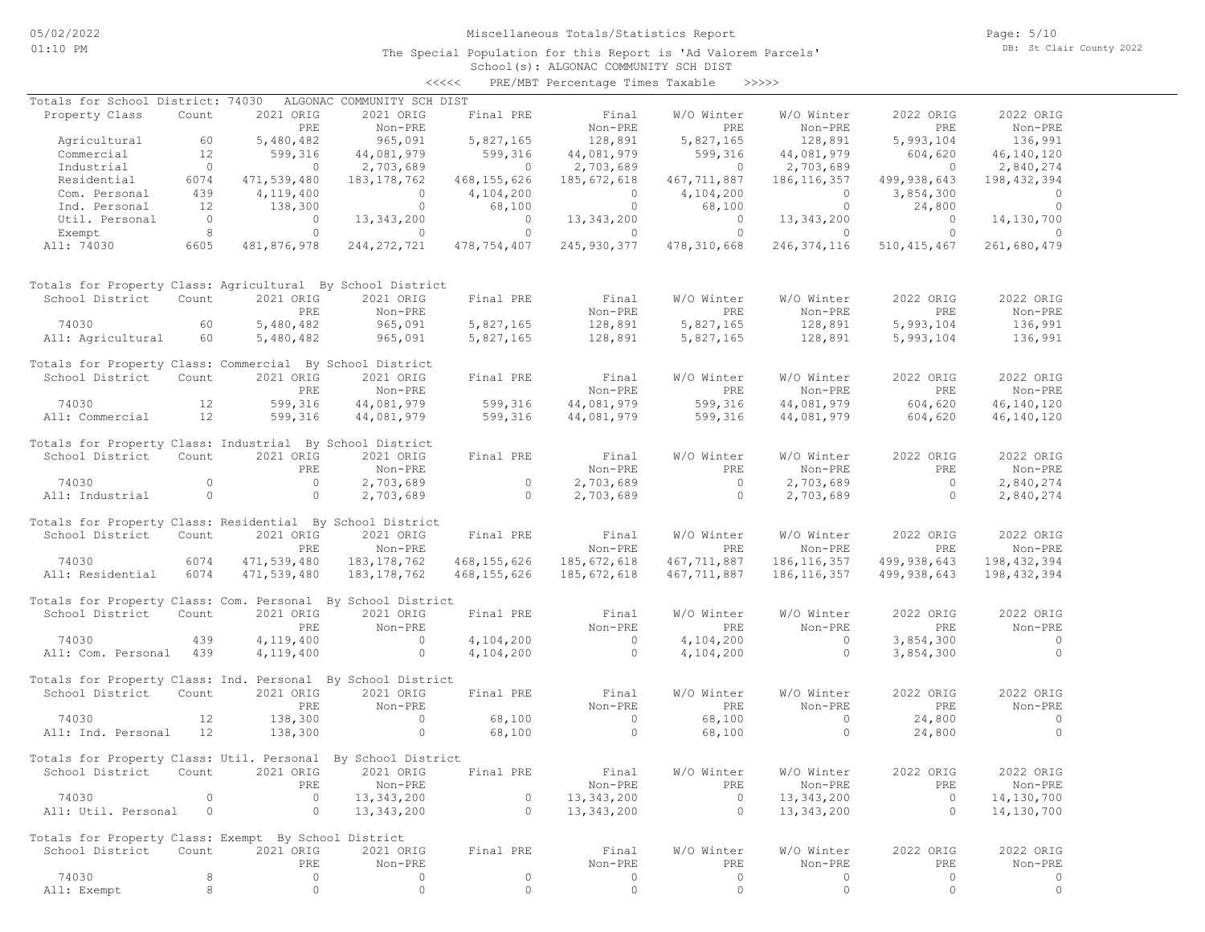Miscellaneous Totals/Statistics Report

The Special Population for this Report is 'Ad Valorem Parcels'

School(s): ALGONAC COMMUNITY SCH DIST

<<<<< PRE/MBT Percentage Times Taxable >>>>>

Totals for School District: 74030 ALGONAC COMMUNITY SCH DIST

| Property Class | Count | 2021 ORIG PRE | 2021 ORIG Non-PRE | Final PRE | Final Non-PRE | W/O Winter PRE | W/O Winter Non-PRE | 2022 ORIG PRE | 2022 ORIG Non-PRE |
|---|---|---|---|---|---|---|---|---|---|
| Agricultural | 60 | 5,480,482 | 965,091 | 5,827,165 | 128,891 | 5,827,165 | 128,891 | 5,993,104 | 136,991 |
| Commercial | 12 | 599,316 | 44,081,979 | 599,316 | 44,081,979 | 599,316 | 44,081,979 | 604,620 | 46,140,120 |
| Industrial | 0 | 0 | 2,703,689 | 0 | 2,703,689 | 0 | 2,703,689 | 0 | 2,840,274 |
| Residential | 6074 | 471,539,480 | 183,178,762 | 468,155,626 | 185,672,618 | 467,711,887 | 186,116,357 | 499,938,643 | 198,432,394 |
| Com. Personal | 439 | 4,119,400 | 0 | 4,104,200 | 0 | 4,104,200 | 0 | 3,854,300 | 0 |
| Ind. Personal | 12 | 138,300 | 0 | 68,100 | 0 | 68,100 | 0 | 24,800 | 0 |
| Util. Personal | 0 | 0 | 13,343,200 | 0 | 13,343,200 | 0 | 13,343,200 | 0 | 14,130,700 |
| Exempt | 8 | 0 | 0 | 0 | 0 | 0 | 0 | 0 | 0 |
| All: 74030 | 6605 | 481,876,978 | 244,272,721 | 478,754,407 | 245,930,377 | 478,310,668 | 246,374,116 | 510,415,467 | 261,680,479 |

Totals for Property Class: Agricultural By School District

| School District | Count | 2021 ORIG PRE | 2021 ORIG Non-PRE | Final PRE | Final Non-PRE | W/O Winter PRE | W/O Winter Non-PRE | 2022 ORIG PRE | 2022 ORIG Non-PRE |
|---|---|---|---|---|---|---|---|---|---|
| 74030 | 60 | 5,480,482 | 965,091 | 5,827,165 | 128,891 | 5,827,165 | 128,891 | 5,993,104 | 136,991 |
| All: Agricultural | 60 | 5,480,482 | 965,091 | 5,827,165 | 128,891 | 5,827,165 | 128,891 | 5,993,104 | 136,991 |

Totals for Property Class: Commercial By School District

| School District | Count | 2021 ORIG PRE | 2021 ORIG Non-PRE | Final PRE | Final Non-PRE | W/O Winter PRE | W/O Winter Non-PRE | 2022 ORIG PRE | 2022 ORIG Non-PRE |
|---|---|---|---|---|---|---|---|---|---|
| 74030 | 12 | 599,316 | 44,081,979 | 599,316 | 44,081,979 | 599,316 | 44,081,979 | 604,620 | 46,140,120 |
| All: Commercial | 12 | 599,316 | 44,081,979 | 599,316 | 44,081,979 | 599,316 | 44,081,979 | 604,620 | 46,140,120 |

Totals for Property Class: Industrial By School District

| School District | Count | 2021 ORIG PRE | 2021 ORIG Non-PRE | Final PRE | Final Non-PRE | W/O Winter PRE | W/O Winter Non-PRE | 2022 ORIG PRE | 2022 ORIG Non-PRE |
|---|---|---|---|---|---|---|---|---|---|
| 74030 | 0 | 0 | 2,703,689 | 0 | 2,703,689 | 0 | 2,703,689 | 0 | 2,840,274 |
| All: Industrial | 0 | 0 | 2,703,689 | 0 | 2,703,689 | 0 | 2,703,689 | 0 | 2,840,274 |

Totals for Property Class: Residential By School District

| School District | Count | 2021 ORIG PRE | 2021 ORIG Non-PRE | Final PRE | Final Non-PRE | W/O Winter PRE | W/O Winter Non-PRE | 2022 ORIG PRE | 2022 ORIG Non-PRE |
|---|---|---|---|---|---|---|---|---|---|
| 74030 | 6074 | 471,539,480 | 183,178,762 | 468,155,626 | 185,672,618 | 467,711,887 | 186,116,357 | 499,938,643 | 198,432,394 |
| All: Residential | 6074 | 471,539,480 | 183,178,762 | 468,155,626 | 185,672,618 | 467,711,887 | 186,116,357 | 499,938,643 | 198,432,394 |

Totals for Property Class: Com. Personal By School District

| School District | Count | 2021 ORIG PRE | 2021 ORIG Non-PRE | Final PRE | Final Non-PRE | W/O Winter PRE | W/O Winter Non-PRE | 2022 ORIG PRE | 2022 ORIG Non-PRE |
|---|---|---|---|---|---|---|---|---|---|
| 74030 | 439 | 4,119,400 | 0 | 4,104,200 | 0 | 4,104,200 | 0 | 3,854,300 | 0 |
| All: Com. Personal | 439 | 4,119,400 | 0 | 4,104,200 | 0 | 4,104,200 | 0 | 3,854,300 | 0 |

Totals for Property Class: Ind. Personal By School District

| School District | Count | 2021 ORIG PRE | 2021 ORIG Non-PRE | Final PRE | Final Non-PRE | W/O Winter PRE | W/O Winter Non-PRE | 2022 ORIG PRE | 2022 ORIG Non-PRE |
|---|---|---|---|---|---|---|---|---|---|
| 74030 | 12 | 138,300 | 0 | 68,100 | 0 | 68,100 | 0 | 24,800 | 0 |
| All: Ind. Personal | 12 | 138,300 | 0 | 68,100 | 0 | 68,100 | 0 | 24,800 | 0 |

Totals for Property Class: Util. Personal By School District

| School District | Count | 2021 ORIG PRE | 2021 ORIG Non-PRE | Final PRE | Final Non-PRE | W/O Winter PRE | W/O Winter Non-PRE | 2022 ORIG PRE | 2022 ORIG Non-PRE |
|---|---|---|---|---|---|---|---|---|---|
| 74030 | 0 | 0 | 13,343,200 | 0 | 13,343,200 | 0 | 13,343,200 | 0 | 14,130,700 |
| All: Util. Personal | 0 | 0 | 13,343,200 | 0 | 13,343,200 | 0 | 13,343,200 | 0 | 14,130,700 |

Totals for Property Class: Exempt By School District

| School District | Count | 2021 ORIG PRE | 2021 ORIG Non-PRE | Final PRE | Final Non-PRE | W/O Winter PRE | W/O Winter Non-PRE | 2022 ORIG PRE | 2022 ORIG Non-PRE |
|---|---|---|---|---|---|---|---|---|---|
| 74030 | 8 | 0 | 0 | 0 | 0 | 0 | 0 | 0 | 0 |
| All: Exempt | 8 | 0 | 0 | 0 | 0 | 0 | 0 | 0 | 0 |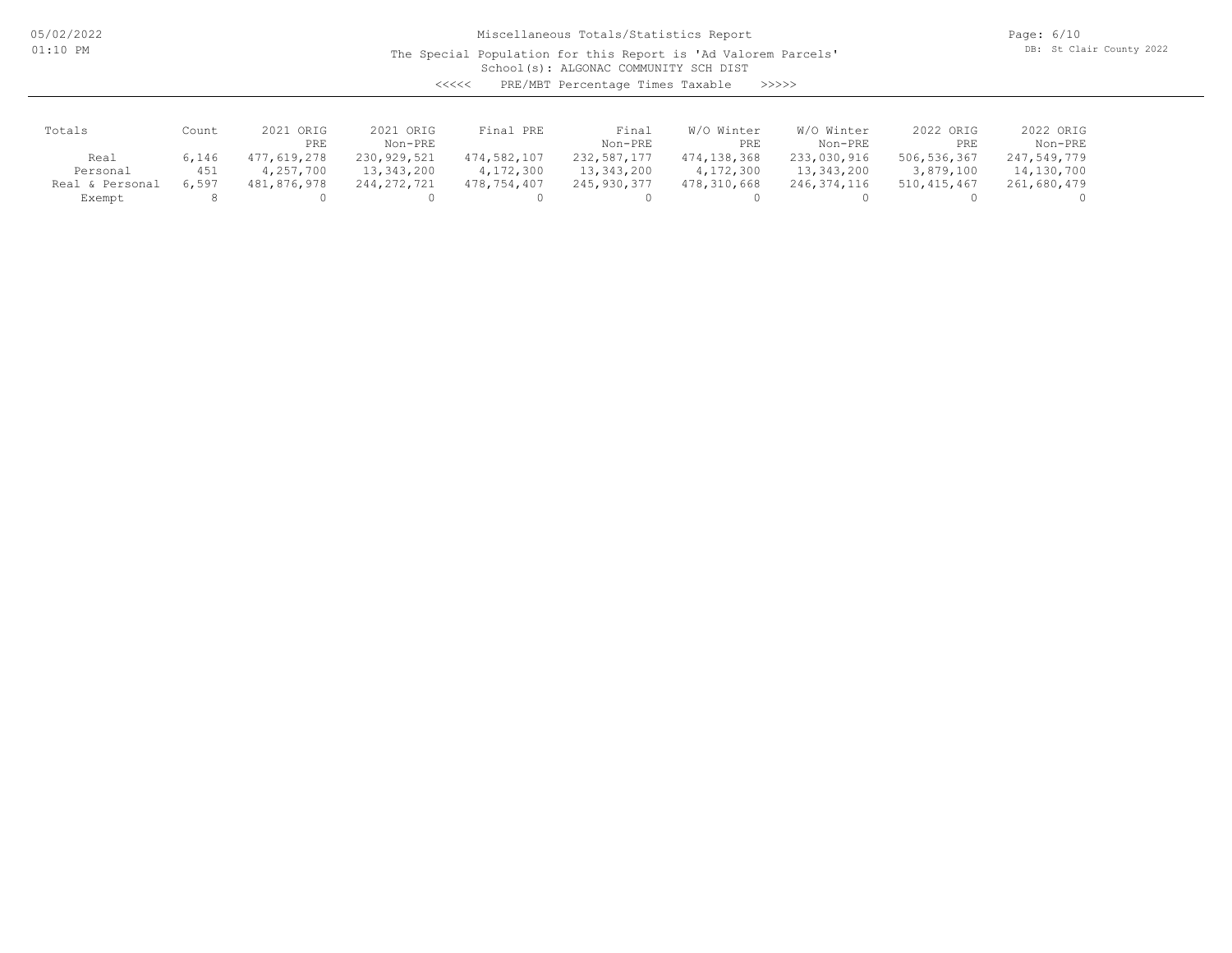# Miscellaneous Totals/Statistics Report

The Special Population for this Report is 'Ad Valorem Parcels'

School(s): ALGONAC COMMUNITY SCH DIST

<<<<< PRE/MBT Percentage Times Taxable >>>>>

| Totals | Count | 2021 ORIG PRE | 2021 ORIG Non-PRE | Final PRE | Final Non-PRE | W/O Winter PRE | W/O Winter Non-PRE | 2022 ORIG PRE | 2022 ORIG Non-PRE |
|---|---|---|---|---|---|---|---|---|---|
| Real | 6,146 | 477,619,278 | 230,929,521 | 474,582,107 | 232,587,177 | 474,138,368 | 233,030,916 | 506,536,367 | 247,549,779 |
| Personal | 451 | 4,257,700 | 13,343,200 | 4,172,300 | 13,343,200 | 4,172,300 | 13,343,200 | 3,879,100 | 14,130,700 |
| Real & Personal | 6,597 | 481,876,978 | 244,272,721 | 478,754,407 | 245,930,377 | 478,310,668 | 246,374,116 | 510,415,467 | 261,680,479 |
| Exempt | 8 | 0 | 0 | 0 | 0 | 0 | 0 | 0 | 0 |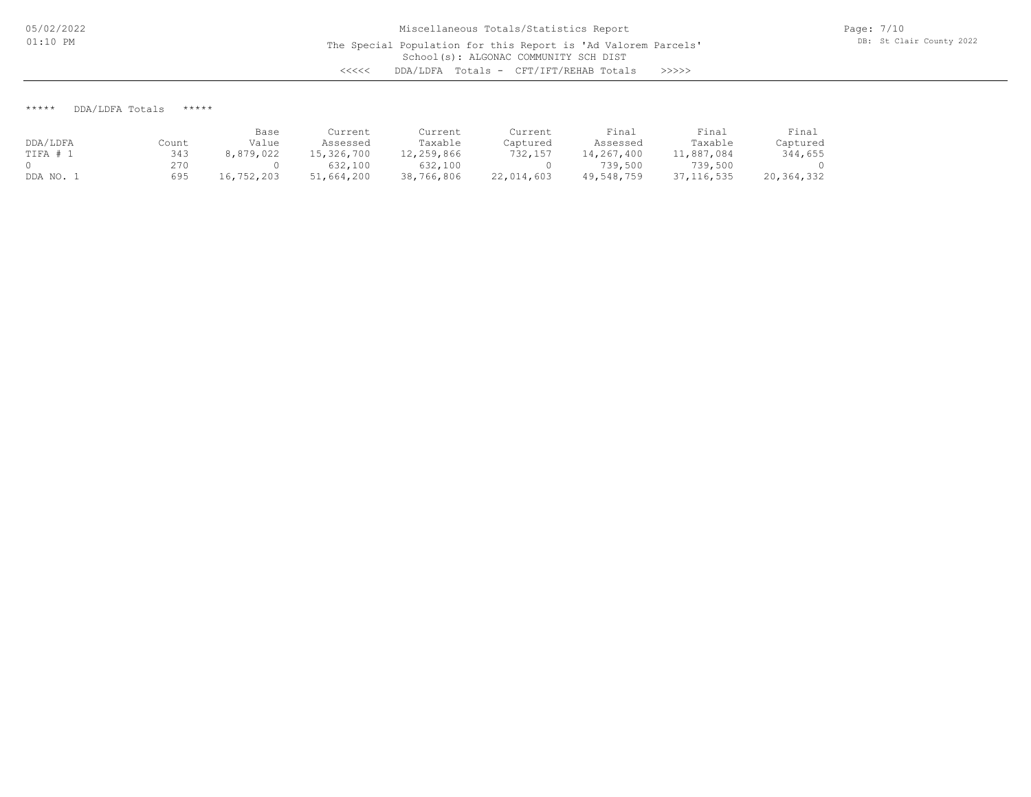Miscellaneous Totals/Statistics Report

The Special Population for this Report is 'Ad Valorem Parcels'

School(s): ALGONAC COMMUNITY SCH DIST

<<<<< DDA/LDFA Totals - CFT/IFT/REHAB Totals >>>>>

DB: St Clair County 2022

***** DDA/LDFA Totals *****

| DDA/LDFA | Count | Base Value | Current Assessed | Current Taxable | Current Captured | Final Assessed | Final Taxable | Final Captured |
|---|---|---|---|---|---|---|---|---|
| TIFA # 1 | 343 | 8,879,022 | 15,326,700 | 12,259,866 | 732,157 | 14,267,400 | 11,887,084 | 344,655 |
| 0 | 270 | 0 | 632,100 | 632,100 | 0 | 739,500 | 739,500 | 0 |
| DDA NO. 1 | 695 | 16,752,203 | 51,664,200 | 38,766,806 | 22,014,603 | 49,548,759 | 37,116,535 | 20,364,332 |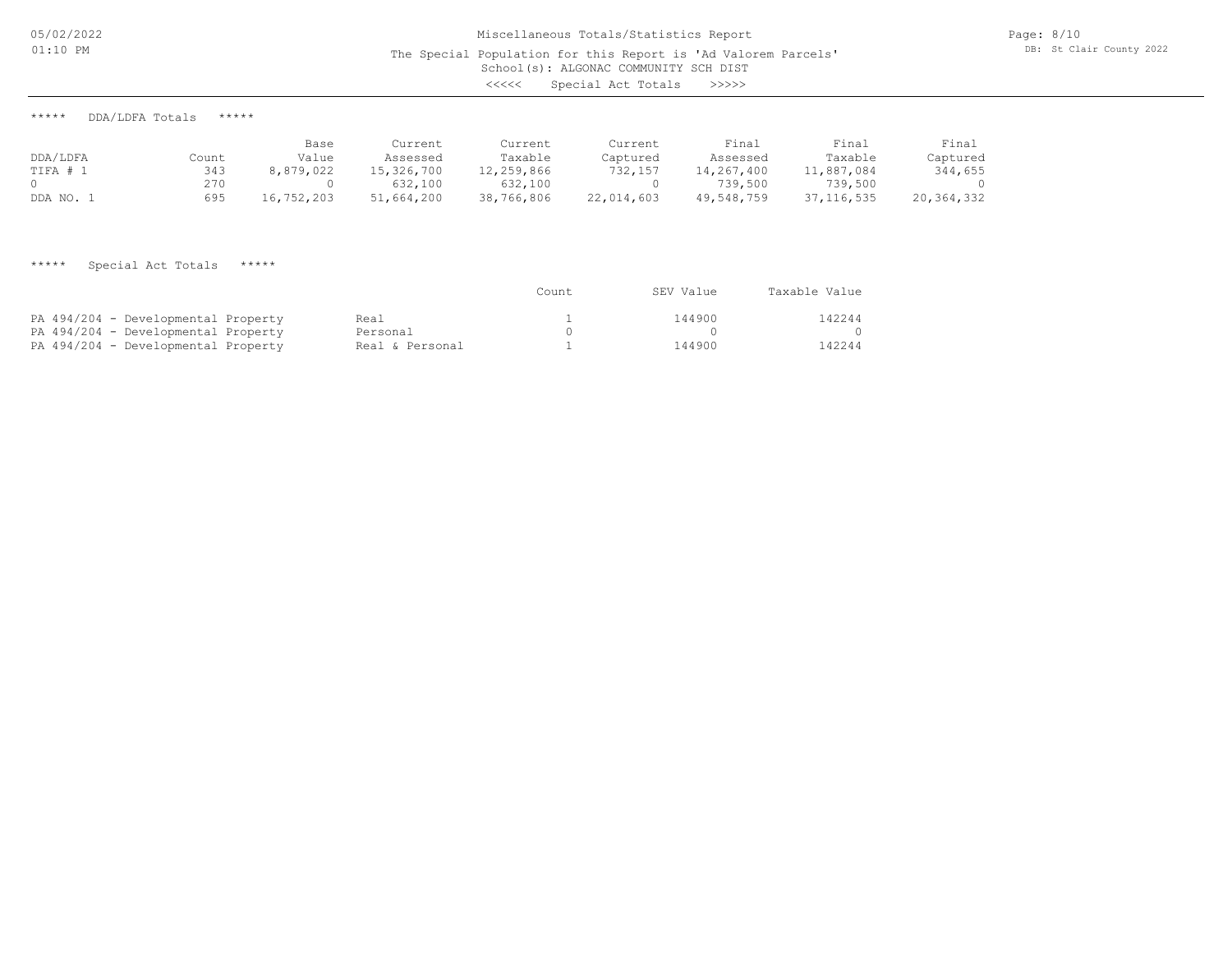# Miscellaneous Totals/Statistics Report

The Special Population for this Report is 'Ad Valorem Parcels'

School(s): ALGONAC COMMUNITY SCH DIST

<<<<< Special Act Totals >>>>>

## ***** DDA/LDFA Totals *****

| DDA/LDFA | Count | Base Value | Current Assessed | Current Taxable | Current Captured | Final Assessed | Final Taxable | Final Captured |
|---|---|---|---|---|---|---|---|---|
| TIFA # 1 | 343 | 8,879,022 | 15,326,700 | 12,259,866 | 732,157 | 14,267,400 | 11,887,084 | 344,655 |
| 0 | 270 | 0 | 632,100 | 632,100 | 0 | 739,500 | 739,500 | 0 |
| DDA NO. 1 | 695 | 16,752,203 | 51,664,200 | 38,766,806 | 22,014,603 | 49,548,759 | 37,116,535 | 20,364,332 |

## ***** Special Act Totals *****

| | | Count | SEV Value | Taxable Value |
|---|---|---|---|---|
| PA 494/204 - Developmental Property | Real | 1 | 144900 | 142244 |
| PA 494/204 - Developmental Property | Personal | 0 | 0 | 0 |
| PA 494/204 - Developmental Property | Real & Personal | 1 | 144900 | 142244 |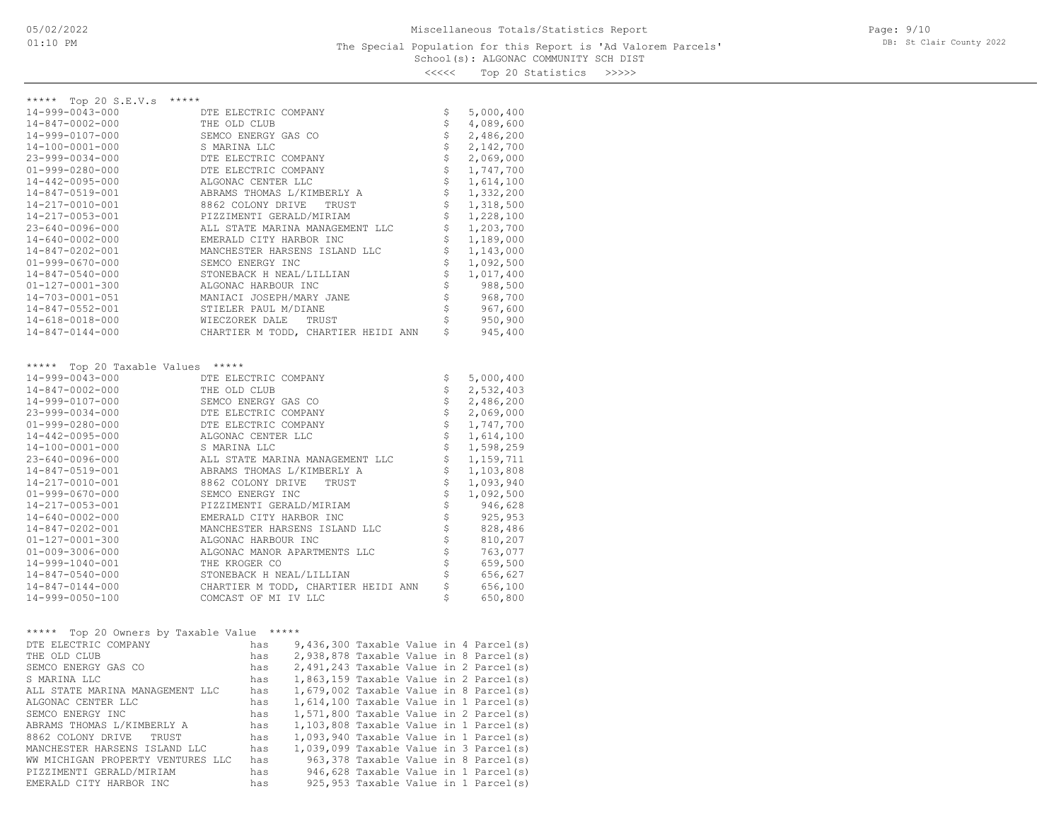# Miscellaneous Totals/Statistics Report

The Special Population for this Report is 'Ad Valorem Parcels'

School(s): ALGONAC COMMUNITY SCH DIST

<<<<< Top 20 Statistics >>>>>

## ***** Top 20 S.E.V.s *****

| Parcel | Owner | Value |
|---|---|---|
| 14-999-0043-000 | DTE ELECTRIC COMPANY | $ 5,000,400 |
| 14-847-0002-000 | THE OLD CLUB | $ 4,089,600 |
| 14-999-0107-000 | SEMCO ENERGY GAS CO | $ 2,486,200 |
| 14-100-0001-000 | S MARINA LLC | $ 2,142,700 |
| 23-999-0034-000 | DTE ELECTRIC COMPANY | $ 2,069,000 |
| 01-999-0280-000 | DTE ELECTRIC COMPANY | $ 1,747,700 |
| 14-442-0095-000 | ALGONAC CENTER LLC | $ 1,614,100 |
| 14-847-0519-001 | ABRAMS THOMAS L/KIMBERLY A | $ 1,332,200 |
| 14-217-0010-001 | 8862 COLONY DRIVE TRUST | $ 1,318,500 |
| 14-217-0053-001 | PIZZIMENTI GERALD/MIRIAM | $ 1,228,100 |
| 23-640-0096-000 | ALL STATE MARINA MANAGEMENT LLC | $ 1,203,700 |
| 14-640-0002-000 | EMERALD CITY HARBOR INC | $ 1,189,000 |
| 14-847-0202-001 | MANCHESTER HARSENS ISLAND LLC | $ 1,143,000 |
| 01-999-0670-000 | SEMCO ENERGY INC | $ 1,092,500 |
| 14-847-0540-000 | STONEBACK H NEAL/LILLIAN | $ 1,017,400 |
| 01-127-0001-300 | ALGONAC HARBOUR INC | $ 988,500 |
| 14-703-0001-051 | MANIACI JOSEPH/MARY JANE | $ 968,700 |
| 14-847-0552-001 | STIELER PAUL M/DIANE | $ 967,600 |
| 14-618-0018-000 | WIECZOREK DALE TRUST | $ 950,900 |
| 14-847-0144-000 | CHARTIER M TODD, CHARTIER HEIDI ANN | $ 945,400 |

## ***** Top 20 Taxable Values *****

| Parcel | Owner | Value |
|---|---|---|
| 14-999-0043-000 | DTE ELECTRIC COMPANY | $ 5,000,400 |
| 14-847-0002-000 | THE OLD CLUB | $ 2,532,403 |
| 14-999-0107-000 | SEMCO ENERGY GAS CO | $ 2,486,200 |
| 23-999-0034-000 | DTE ELECTRIC COMPANY | $ 2,069,000 |
| 01-999-0280-000 | DTE ELECTRIC COMPANY | $ 1,747,700 |
| 14-442-0095-000 | ALGONAC CENTER LLC | $ 1,614,100 |
| 14-100-0001-000 | S MARINA LLC | $ 1,598,259 |
| 23-640-0096-000 | ALL STATE MARINA MANAGEMENT LLC | $ 1,159,711 |
| 14-847-0519-001 | ABRAMS THOMAS L/KIMBERLY A | $ 1,103,808 |
| 14-217-0010-001 | 8862 COLONY DRIVE TRUST | $ 1,093,940 |
| 01-999-0670-000 | SEMCO ENERGY INC | $ 1,092,500 |
| 14-217-0053-001 | PIZZIMENTI GERALD/MIRIAM | $ 946,628 |
| 14-640-0002-000 | EMERALD CITY HARBOR INC | $ 925,953 |
| 14-847-0202-001 | MANCHESTER HARSENS ISLAND LLC | $ 828,486 |
| 01-127-0001-300 | ALGONAC HARBOUR INC | $ 810,207 |
| 01-009-3006-000 | ALGONAC MANOR APARTMENTS LLC | $ 763,077 |
| 14-999-1040-001 | THE KROGER CO | $ 659,500 |
| 14-847-0540-000 | STONEBACK H NEAL/LILLIAN | $ 656,627 |
| 14-847-0144-000 | CHARTIER M TODD, CHARTIER HEIDI ANN | $ 656,100 |
| 14-999-0050-100 | COMCAST OF MI IV LLC | $ 650,800 |

## ***** Top 20 Owners by Taxable Value *****

| Owner | | Taxable Value | | Parcel(s) |
|---|---|---|---|---|
| DTE ELECTRIC COMPANY | has | 9,436,300 Taxable Value | in | 4 Parcel(s) |
| THE OLD CLUB | has | 2,938,878 Taxable Value | in | 8 Parcel(s) |
| SEMCO ENERGY GAS CO | has | 2,491,243 Taxable Value | in | 2 Parcel(s) |
| S MARINA LLC | has | 1,863,159 Taxable Value | in | 2 Parcel(s) |
| ALL STATE MARINA MANAGEMENT LLC | has | 1,679,002 Taxable Value | in | 8 Parcel(s) |
| ALGONAC CENTER LLC | has | 1,614,100 Taxable Value | in | 1 Parcel(s) |
| SEMCO ENERGY INC | has | 1,571,800 Taxable Value | in | 2 Parcel(s) |
| ABRAMS THOMAS L/KIMBERLY A | has | 1,103,808 Taxable Value | in | 1 Parcel(s) |
| 8862 COLONY DRIVE TRUST | has | 1,093,940 Taxable Value | in | 1 Parcel(s) |
| MANCHESTER HARSENS ISLAND LLC | has | 1,039,099 Taxable Value | in | 3 Parcel(s) |
| WW MICHIGAN PROPERTY VENTURES LLC | has | 963,378 Taxable Value | in | 8 Parcel(s) |
| PIZZIMENTI GERALD/MIRIAM | has | 946,628 Taxable Value | in | 1 Parcel(s) |
| EMERALD CITY HARBOR INC | has | 925,953 Taxable Value | in | 1 Parcel(s) |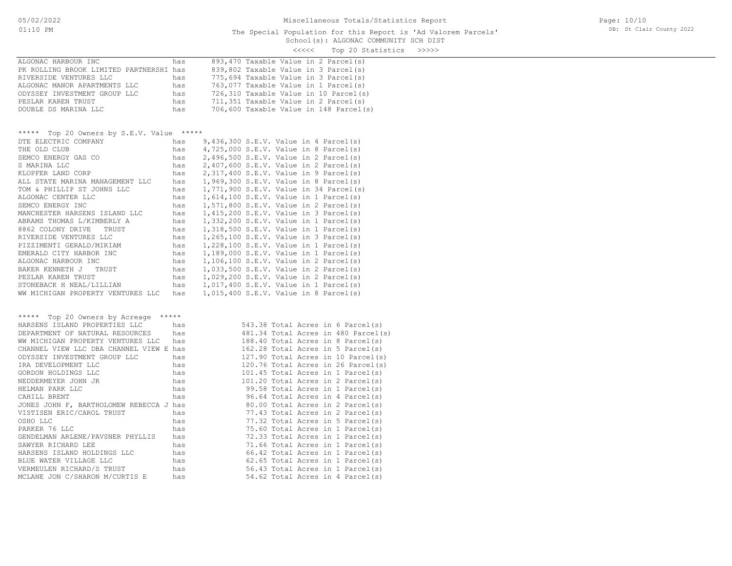Miscellaneous Totals/Statistics Report

The Special Population for this Report is 'Ad Valorem Parcels'

School(s): ALGONAC COMMUNITY SCH DIST

<<<<< Top 20 Statistics >>>>>

| | | |
|---|---|---|
| ALGONAC HARBOUR INC | has | 893,470 Taxable Value in 2 Parcel(s) |
| PK ROLLING BROOK LIMITED PARTNERSHI | has | 839,802 Taxable Value in 3 Parcel(s) |
| RIVERSIDE VENTURES LLC | has | 775,694 Taxable Value in 3 Parcel(s) |
| ALGONAC MANOR APARTMENTS LLC | has | 763,077 Taxable Value in 1 Parcel(s) |
| ODYSSEY INVESTMENT GROUP LLC | has | 726,310 Taxable Value in 10 Parcel(s) |
| PESLAR KAREN TRUST | has | 711,351 Taxable Value in 2 Parcel(s) |
| DOUBLE DS MARINA LLC | has | 706,600 Taxable Value in 148 Parcel(s) |

***** Top 20 Owners by S.E.V. Value *****

| | | |
|---|---|---|
| DTE ELECTRIC COMPANY | has | 9,436,300 S.E.V. Value in 4 Parcel(s) |
| THE OLD CLUB | has | 4,725,000 S.E.V. Value in 8 Parcel(s) |
| SEMCO ENERGY GAS CO | has | 2,496,500 S.E.V. Value in 2 Parcel(s) |
| S MARINA LLC | has | 2,407,600 S.E.V. Value in 2 Parcel(s) |
| KLOPFER LAND CORP | has | 2,317,400 S.E.V. Value in 9 Parcel(s) |
| ALL STATE MARINA MANAGEMENT LLC | has | 1,969,300 S.E.V. Value in 8 Parcel(s) |
| TOM & PHILLIP ST JOHNS LLC | has | 1,771,900 S.E.V. Value in 34 Parcel(s) |
| ALGONAC CENTER LLC | has | 1,614,100 S.E.V. Value in 1 Parcel(s) |
| SEMCO ENERGY INC | has | 1,571,800 S.E.V. Value in 2 Parcel(s) |
| MANCHESTER HARSENS ISLAND LLC | has | 1,415,200 S.E.V. Value in 3 Parcel(s) |
| ABRAMS THOMAS L/KIMBERLY A | has | 1,332,200 S.E.V. Value in 1 Parcel(s) |
| 8862 COLONY DRIVE TRUST | has | 1,318,500 S.E.V. Value in 1 Parcel(s) |
| RIVERSIDE VENTURES LLC | has | 1,265,100 S.E.V. Value in 3 Parcel(s) |
| PIZZIMENTI GERALD/MIRIAM | has | 1,228,100 S.E.V. Value in 1 Parcel(s) |
| EMERALD CITY HARBOR INC | has | 1,189,000 S.E.V. Value in 1 Parcel(s) |
| ALGONAC HARBOUR INC | has | 1,106,100 S.E.V. Value in 2 Parcel(s) |
| BAKER KENNETH J TRUST | has | 1,033,500 S.E.V. Value in 2 Parcel(s) |
| PESLAR KAREN TRUST | has | 1,029,200 S.E.V. Value in 2 Parcel(s) |
| STONEBACK H NEAL/LILLIAN | has | 1,017,400 S.E.V. Value in 1 Parcel(s) |
| WW MICHIGAN PROPERTY VENTURES LLC | has | 1,015,400 S.E.V. Value in 8 Parcel(s) |

***** Top 20 Owners by Acreage *****

| | | |
|---|---|---|
| HARSENS ISLAND PROPERTIES LLC | has | 543.38 Total Acres in 6 Parcel(s) |
| DEPARTMENT OF NATURAL RESOURCES | has | 481.34 Total Acres in 480 Parcel(s) |
| WW MICHIGAN PROPERTY VENTURES LLC | has | 188.40 Total Acres in 8 Parcel(s) |
| CHANNEL VIEW LLC DBA CHANNEL VIEW E | has | 162.28 Total Acres in 5 Parcel(s) |
| ODYSSEY INVESTMENT GROUP LLC | has | 127.90 Total Acres in 10 Parcel(s) |
| IRA DEVELOPMENT LLC | has | 120.76 Total Acres in 26 Parcel(s) |
| GORDON HOLDINGS LLC | has | 101.45 Total Acres in 1 Parcel(s) |
| NEDDERMEYER JOHN JR | has | 101.20 Total Acres in 2 Parcel(s) |
| HELMAN PARK LLC | has | 99.58 Total Acres in 1 Parcel(s) |
| CAHILL BRENT | has | 96.64 Total Acres in 4 Parcel(s) |
| JONES JOHN F, BARTHOLOMEW REBECCA J | has | 80.00 Total Acres in 2 Parcel(s) |
| VISTISEN ERIC/CAROL TRUST | has | 77.43 Total Acres in 2 Parcel(s) |
| OSHO LLC | has | 77.32 Total Acres in 5 Parcel(s) |
| PARKER 76 LLC | has | 75.60 Total Acres in 1 Parcel(s) |
| GENDELMAN ARLENE/PAVSNER PHYLLIS | has | 72.33 Total Acres in 1 Parcel(s) |
| SAWYER RICHARD LEE | has | 71.66 Total Acres in 1 Parcel(s) |
| HARSENS ISLAND HOLDINGS LLC | has | 66.42 Total Acres in 1 Parcel(s) |
| BLUE WATER VILLAGE LLC | has | 62.65 Total Acres in 1 Parcel(s) |
| VERMEULEN RICHARD/S TRUST | has | 56.43 Total Acres in 1 Parcel(s) |
| MCLANE JON C/SHARON M/CURTIS E | has | 54.62 Total Acres in 4 Parcel(s) |